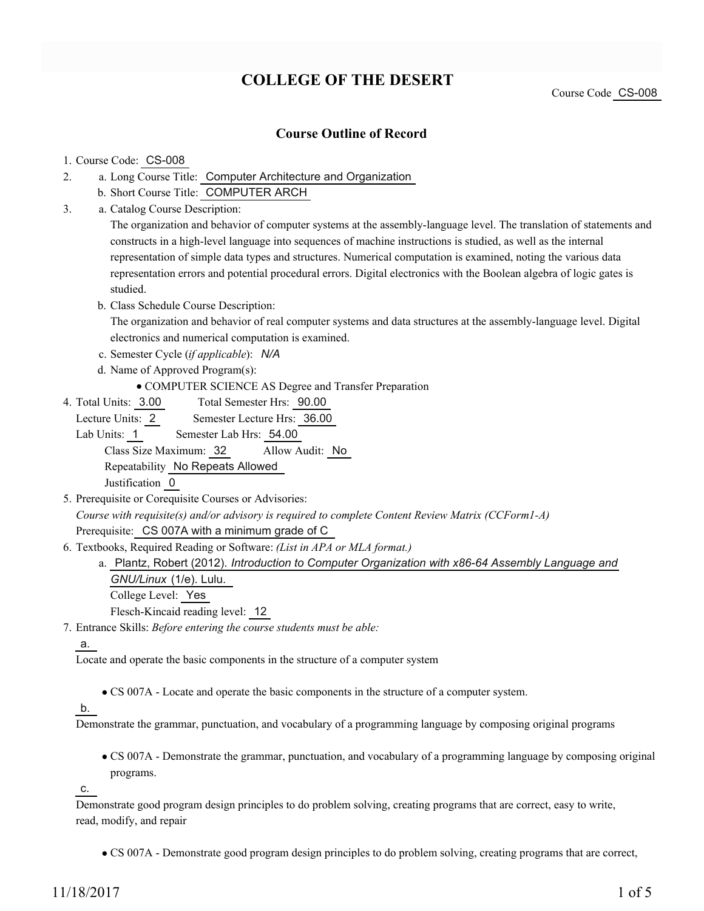# COLLEGE OF THE DESERT

Course Code CS-008

## Course Outline of Record

1. Course Code: CS-008
2. a. Long Course Title: Computer Architecture and Organization
   b. Short Course Title: COMPUTER ARCH
3. a. Catalog Course Description:
   The organization and behavior of computer systems at the assembly-language level. The translation of statements and constructs in a high-level language into sequences of machine instructions is studied, as well as the internal representation of simple data types and structures. Numerical computation is examined, noting the various data representation errors and potential procedural errors. Digital electronics with the Boolean algebra of logic gates is studied.
   b. Class Schedule Course Description:
   The organization and behavior of real computer systems and data structures at the assembly-language level. Digital electronics and numerical computation is examined.
   c. Semester Cycle (*if applicable*): *N/A*
   d. Name of Approved Program(s):
      - COMPUTER SCIENCE AS Degree and Transfer Preparation
4. Total Units: 3.00 Total Semester Hrs: 90.00
   Lecture Units: 2 Semester Lecture Hrs: 36.00
   Lab Units: 1 Semester Lab Hrs: 54.00
   Class Size Maximum: 32 Allow Audit: No
   Repeatability No Repeats Allowed
   Justification 0
5. Prerequisite or Corequisite Courses or Advisories:
   *Course with requisite(s) and/or advisory is required to complete Content Review Matrix (CCForm1-A)*
   Prerequisite: CS 007A with a minimum grade of C
6. Textbooks, Required Reading or Software: *(List in APA or MLA format.)*
   a. Plantz, Robert (2012). *Introduction to Computer Organization with x86-64 Assembly Language and GNU/Linux* (1/e). Lulu.
      College Level: Yes
      Flesch-Kincaid reading level: 12
7. Entrance Skills: *Before entering the course students must be able:*

   a.
   Locate and operate the basic components in the structure of a computer system

   - CS 007A - Locate and operate the basic components in the structure of a computer system.

   b.
   Demonstrate the grammar, punctuation, and vocabulary of a programming language by composing original programs

   - CS 007A - Demonstrate the grammar, punctuation, and vocabulary of a programming language by composing original programs.

   c.
   Demonstrate good program design principles to do problem solving, creating programs that are correct, easy to write, read, modify, and repair

   - CS 007A - Demonstrate good program design principles to do problem solving, creating programs that are correct,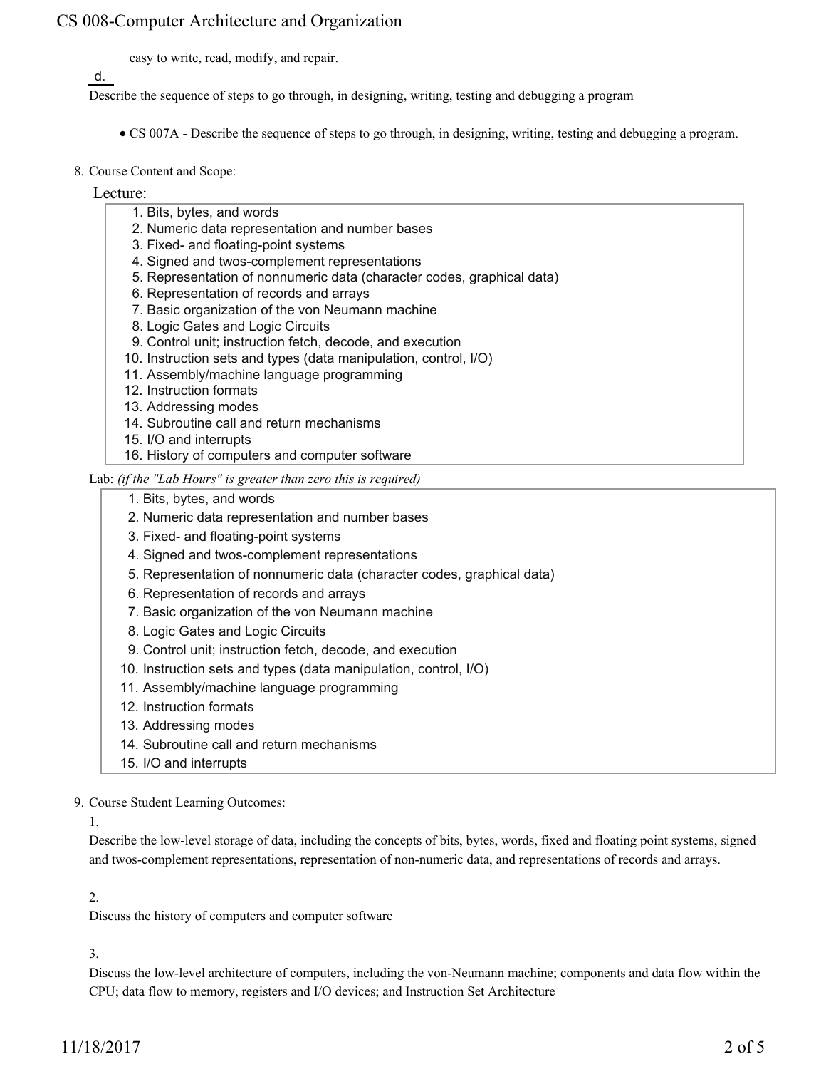easy to write, read, modify, and repair.

d.

Describe the sequence of steps to go through, in designing, writing, testing and debugging a program

- CS 007A - Describe the sequence of steps to go through, in designing, writing, testing and debugging a program.

8. Course Content and Scope:

Lecture:

1. Bits, bytes, and words
2. Numeric data representation and number bases
3. Fixed- and floating-point systems
4. Signed and twos-complement representations
5. Representation of nonnumeric data (character codes, graphical data)
6. Representation of records and arrays
7. Basic organization of the von Neumann machine
8. Logic Gates and Logic Circuits
9. Control unit; instruction fetch, decode, and execution
10. Instruction sets and types (data manipulation, control, I/O)
11. Assembly/machine language programming
12. Instruction formats
13. Addressing modes
14. Subroutine call and return mechanisms
15. I/O and interrupts
16. History of computers and computer software

Lab: *(if the "Lab Hours" is greater than zero this is required)*

1. Bits, bytes, and words
2. Numeric data representation and number bases
3. Fixed- and floating-point systems
4. Signed and twos-complement representations
5. Representation of nonnumeric data (character codes, graphical data)
6. Representation of records and arrays
7. Basic organization of the von Neumann machine
8. Logic Gates and Logic Circuits
9. Control unit; instruction fetch, decode, and execution
10. Instruction sets and types (data manipulation, control, I/O)
11. Assembly/machine language programming
12. Instruction formats
13. Addressing modes
14. Subroutine call and return mechanisms
15. I/O and interrupts

9. Course Student Learning Outcomes:

1.

Describe the low-level storage of data, including the concepts of bits, bytes, words, fixed and floating point systems, signed and twos-complement representations, representation of non-numeric data, and representations of records and arrays.

2.

Discuss the history of computers and computer software

3.

Discuss the low-level architecture of computers, including the von-Neumann machine; components and data flow within the CPU; data flow to memory, registers and I/O devices; and Instruction Set Architecture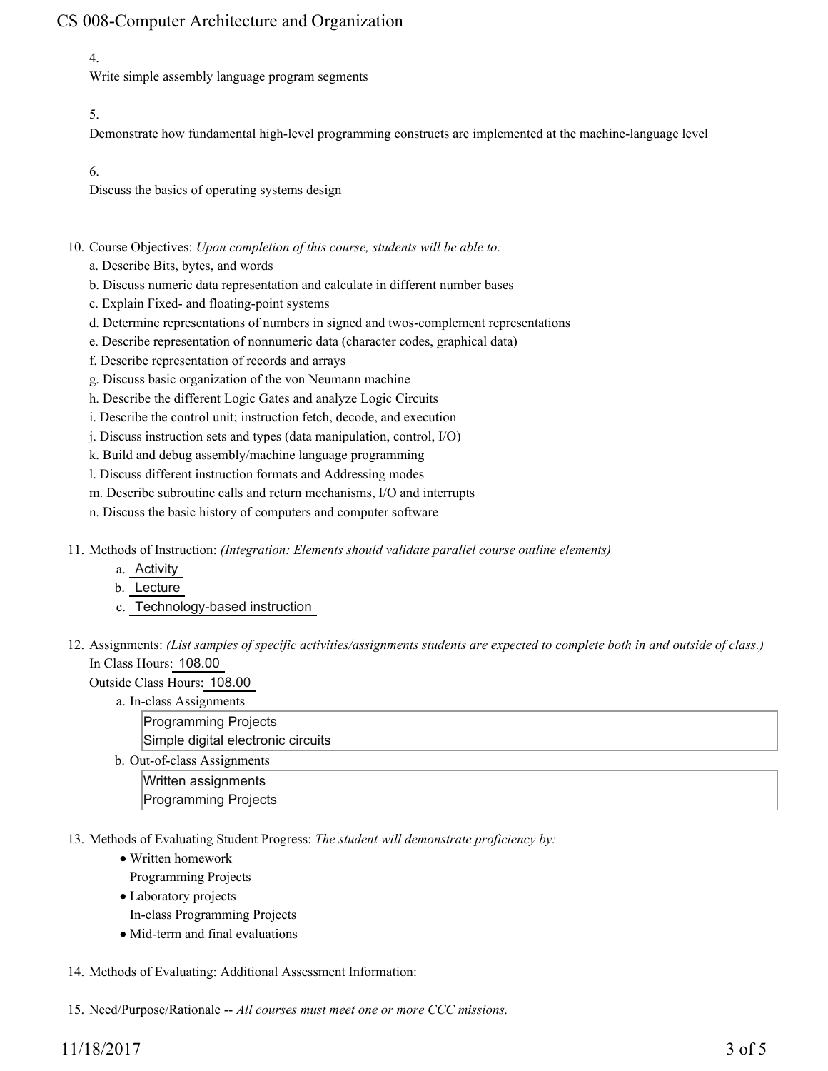4.
Write simple assembly language program segments

5.
Demonstrate how fundamental high-level programming constructs are implemented at the machine-language level

6.
Discuss the basics of operating systems design

10. Course Objectives: *Upon completion of this course, students will be able to:*
    a. Describe Bits, bytes, and words
    b. Discuss numeric data representation and calculate in different number bases
    c. Explain Fixed- and floating-point systems
    d. Determine representations of numbers in signed and twos-complement representations
    e. Describe representation of nonnumeric data (character codes, graphical data)
    f. Describe representation of records and arrays
    g. Discuss basic organization of the von Neumann machine
    h. Describe the different Logic Gates and analyze Logic Circuits
    i. Describe the control unit; instruction fetch, decode, and execution
    j. Discuss instruction sets and types (data manipulation, control, I/O)
    k. Build and debug assembly/machine language programming
    l. Discuss different instruction formats and Addressing modes
    m. Describe subroutine calls and return mechanisms, I/O and interrupts
    n. Discuss the basic history of computers and computer software

11. Methods of Instruction: *(Integration: Elements should validate parallel course outline elements)*
    a. Activity
    b. Lecture
    c. Technology-based instruction

12. Assignments: *(List samples of specific activities/assignments students are expected to complete both in and outside of class.)*
    In Class Hours: 108.00
    Outside Class Hours: 108.00
    a. In-class Assignments
       Programming Projects
       Simple digital electronic circuits
    b. Out-of-class Assignments
       Written assignments
       Programming Projects

13. Methods of Evaluating Student Progress: *The student will demonstrate proficiency by:*
    - Written homework
      Programming Projects
    - Laboratory projects
      In-class Programming Projects
    - Mid-term and final evaluations

14. Methods of Evaluating: Additional Assessment Information:

15. Need/Purpose/Rationale -- *All courses must meet one or more CCC missions.*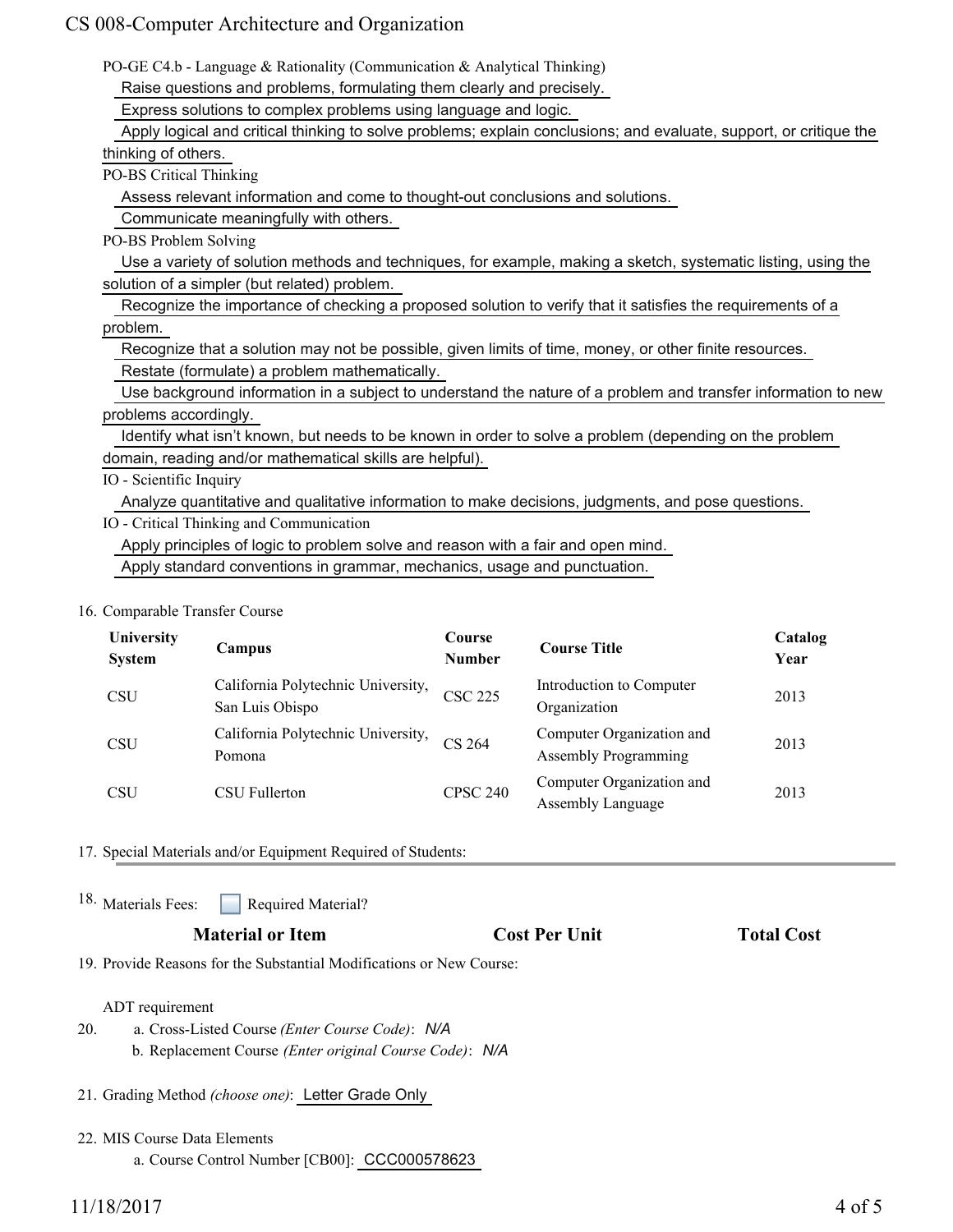PO-GE C4.b - Language & Rationality (Communication & Analytical Thinking)

Raise questions and problems, formulating them clearly and precisely.

Express solutions to complex problems using language and logic.

Apply logical and critical thinking to solve problems; explain conclusions; and evaluate, support, or critique the thinking of others.

PO-BS Critical Thinking

Assess relevant information and come to thought-out conclusions and solutions.

Communicate meaningfully with others.

PO-BS Problem Solving

Use a variety of solution methods and techniques, for example, making a sketch, systematic listing, using the solution of a simpler (but related) problem.

Recognize the importance of checking a proposed solution to verify that it satisfies the requirements of a problem.

Recognize that a solution may not be possible, given limits of time, money, or other finite resources.

Restate (formulate) a problem mathematically.

Use background information in a subject to understand the nature of a problem and transfer information to new problems accordingly.

Identify what isn't known, but needs to be known in order to solve a problem (depending on the problem domain, reading and/or mathematical skills are helpful).

IO - Scientific Inquiry

Analyze quantitative and qualitative information to make decisions, judgments, and pose questions.

IO - Critical Thinking and Communication

Apply principles of logic to problem solve and reason with a fair and open mind.

Apply standard conventions in grammar, mechanics, usage and punctuation.

16. Comparable Transfer Course

| University System | Campus | Course Number | Course Title | Catalog Year |
|---|---|---|---|---|
| CSU | California Polytechnic University, San Luis Obispo | CSC 225 | Introduction to Computer Organization | 2013 |
| CSU | California Polytechnic University, Pomona | CS 264 | Computer Organization and Assembly Programming | 2013 |
| CSU | CSU Fullerton | CPSC 240 | Computer Organization and Assembly Language | 2013 |

17. Special Materials and/or Equipment Required of Students:

18. Materials Fees: ☐ Required Material?

| Material or Item | Cost Per Unit | Total Cost |
|---|---|---|

19. Provide Reasons for the Substantial Modifications or New Course:

ADT requirement

20. a. Cross-Listed Course *(Enter Course Code)*: *N/A*

b. Replacement Course *(Enter original Course Code)*: *N/A*

21. Grading Method *(choose one)*: Letter Grade Only

22. MIS Course Data Elements

a. Course Control Number [CB00]: CCC000578623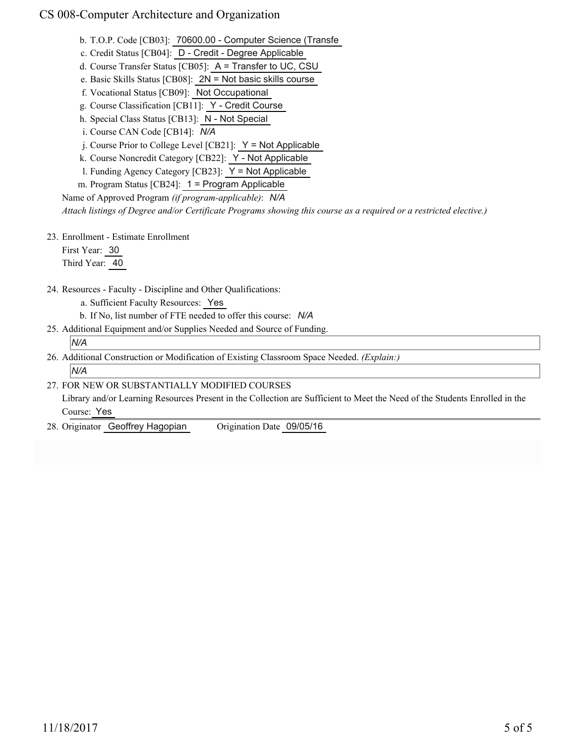b. T.O.P. Code [CB03]: 70600.00 - Computer Science (Transfe

c. Credit Status [CB04]: D - Credit - Degree Applicable

d. Course Transfer Status [CB05]: A = Transfer to UC, CSU

e. Basic Skills Status [CB08]: 2N = Not basic skills course

f. Vocational Status [CB09]: Not Occupational

g. Course Classification [CB11]: Y - Credit Course

h. Special Class Status [CB13]: N - Not Special

i. Course CAN Code [CB14]: *N/A*

j. Course Prior to College Level [CB21]: Y = Not Applicable

k. Course Noncredit Category [CB22]: Y - Not Applicable

l. Funding Agency Category [CB23]: Y = Not Applicable

m. Program Status [CB24]: 1 = Program Applicable

Name of Approved Program *(if program-applicable)*: *N/A*

*Attach listings of Degree and/or Certificate Programs showing this course as a required or a restricted elective.)*

23. Enrollment - Estimate Enrollment
    First Year: 30
    Third Year: 40

24. Resources - Faculty - Discipline and Other Qualifications:
    a. Sufficient Faculty Resources: Yes
    b. If No, list number of FTE needed to offer this course: *N/A*

25. Additional Equipment and/or Supplies Needed and Source of Funding.
    *N/A*

26. Additional Construction or Modification of Existing Classroom Space Needed. *(Explain:)*
    *N/A*

27. FOR NEW OR SUBSTANTIALLY MODIFIED COURSES
    Library and/or Learning Resources Present in the Collection are Sufficient to Meet the Need of the Students Enrolled in the Course: Yes

28. Originator Geoffrey Hagopian Origination Date 09/05/16